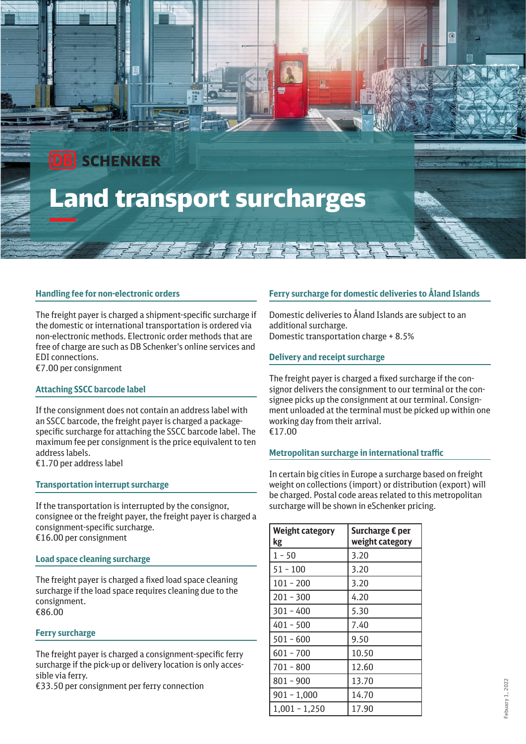DB SCHENKER

# Land transport surcharges

### Handling fee for non-electronic orders

The freight payer is charged a shipment-specific surcharge if the domestic or international transportation is ordered via non-electronic methods. Electronic order methods that are free of charge are such as DB Schenker's online services and EDI connections.
€7.00 per consignment

### Attaching SSCC barcode label

If the consignment does not contain an address label with an SSCC barcode, the freight payer is charged a package-specific surcharge for attaching the SSCC barcode label. The maximum fee per consignment is the price equivalent to ten address labels.
€1.70 per address label

### Transportation interrupt surcharge

If the transportation is interrupted by the consignor, consignee or the freight payer, the freight payer is charged a consignment-specific surcharge.
€16.00 per consignment

### Load space cleaning surcharge

The freight payer is charged a fixed load space cleaning surcharge if the load space requires cleaning due to the consignment.
€86.00

### Ferry surcharge

The freight payer is charged a consignment-specific ferry surcharge if the pick-up or delivery location is only accessible via ferry.
€33.50 per consignment per ferry connection

### Ferry surcharge for domestic deliveries to Åland Islands

Domestic deliveries to Åland Islands are subject to an additional surcharge.
Domestic transportation charge + 8.5%

### Delivery and receipt surcharge

The freight payer is charged a fixed surcharge if the consignor delivers the consignment to our terminal or the consignee picks up the consignment at our terminal. Consignment unloaded at the terminal must be picked up within one working day from their arrival.
€17.00

### Metropolitan surcharge in international traffic

In certain big cities in Europe a surcharge based on freight weight on collections (import) or distribution (export) will be charged. Postal code areas related to this metropolitan surcharge will be shown in eSchenker pricing.

| Weight category kg | Surcharge € per weight category |
|---|---|
| 1 - 50 | 3.20 |
| 51 - 100 | 3.20 |
| 101 - 200 | 3.20 |
| 201 - 300 | 4.20 |
| 301 - 400 | 5.30 |
| 401 - 500 | 7.40 |
| 501 - 600 | 9.50 |
| 601 - 700 | 10.50 |
| 701 - 800 | 12.60 |
| 801 - 900 | 13.70 |
| 901 - 1,000 | 14.70 |
| 1,001 - 1,250 | 17.90 |

Febuary 1, 2022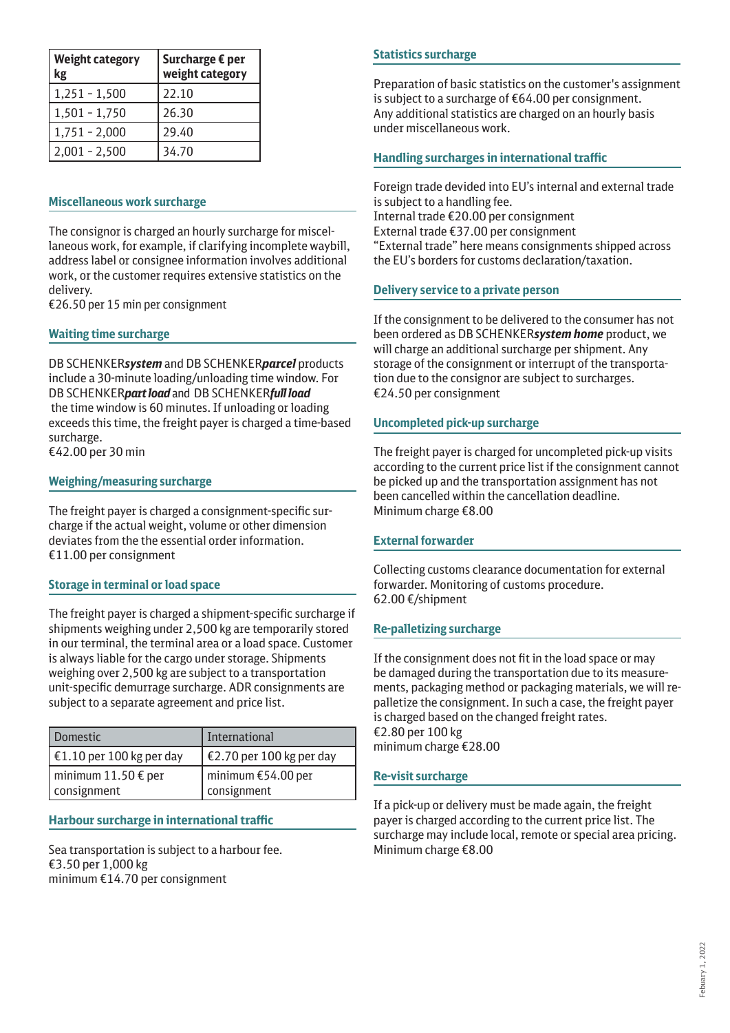| Weight category kg | Surcharge € per weight category |
|---|---|
| 1,251 - 1,500 | 22.10 |
| 1,501 - 1,750 | 26.30 |
| 1,751 - 2,000 | 29.40 |
| 2,001 - 2,500 | 34.70 |

## Miscellaneous work surcharge

The consignor is charged an hourly surcharge for miscellaneous work, for example, if clarifying incomplete waybill, address label or consignee information involves additional work, or the customer requires extensive statistics on the delivery.
€26.50 per 15 min per consignment

## Waiting time surcharge

DB SCHENKER***system*** and DB SCHENKER***parcel*** products include a 30-minute loading/unloading time window. For DB SCHENKER***part load*** and DB SCHENKER***full load*** the time window is 60 minutes. If unloading or loading exceeds this time, the freight payer is charged a time-based surcharge.
€42.00 per 30 min

## Weighing/measuring surcharge

The freight payer is charged a consignment-specific surcharge if the actual weight, volume or other dimension deviates from the the essential order information.
€11.00 per consignment

## Storage in terminal or load space

The freight payer is charged a shipment-specific surcharge if shipments weighing under 2,500 kg are temporarily stored in our terminal, the terminal area or a load space. Customer is always liable for the cargo under storage. Shipments weighing over 2,500 kg are subject to a transportation unit-specific demurrage surcharge. ADR consignments are subject to a separate agreement and price list.

| Domestic | International |
|---|---|
| €1.10 per 100 kg per day | €2.70 per 100 kg per day |
| minimum 11.50 € per consignment | minimum €54.00 per consignment |

## Harbour surcharge in international traffic

Sea transportation is subject to a harbour fee.
€3.50 per 1,000 kg
minimum €14.70 per consignment

## Statistics surcharge

Preparation of basic statistics on the customer's assignment is subject to a surcharge of €64.00 per consignment.
Any additional statistics are charged on an hourly basis under miscellaneous work.

## Handling surcharges in international traffic

Foreign trade devided into EU's internal and external trade is subject to a handling fee.
Internal trade €20.00 per consignment
External trade €37.00 per consignment
"External trade" here means consignments shipped across the EU's borders for customs declaration/taxation.

## Delivery service to a private person

If the consignment to be delivered to the consumer has not been ordered as DB SCHENKER***system home*** product, we will charge an additional surcharge per shipment. Any storage of the consignment or interrupt of the transportation due to the consignor are subject to surcharges.
€24.50 per consignment

## Uncompleted pick-up surcharge

The freight payer is charged for uncompleted pick-up visits according to the current price list if the consignment cannot be picked up and the transportation assignment has not been cancelled within the cancellation deadline.
Minimum charge €8.00

## External forwarder

Collecting customs clearance documentation for external forwarder. Monitoring of customs procedure.
62.00 €/shipment

## Re-palletizing surcharge

If the consignment does not fit in the load space or may be damaged during the transportation due to its measurements, packaging method or packaging materials, we will re-palletize the consignment. In such a case, the freight payer is charged based on the changed freight rates.
€2.80 per 100 kg
minimum charge €28.00

## Re-visit surcharge

If a pick-up or delivery must be made again, the freight payer is charged according to the current price list. The surcharge may include local, remote or special area pricing.
Minimum charge €8.00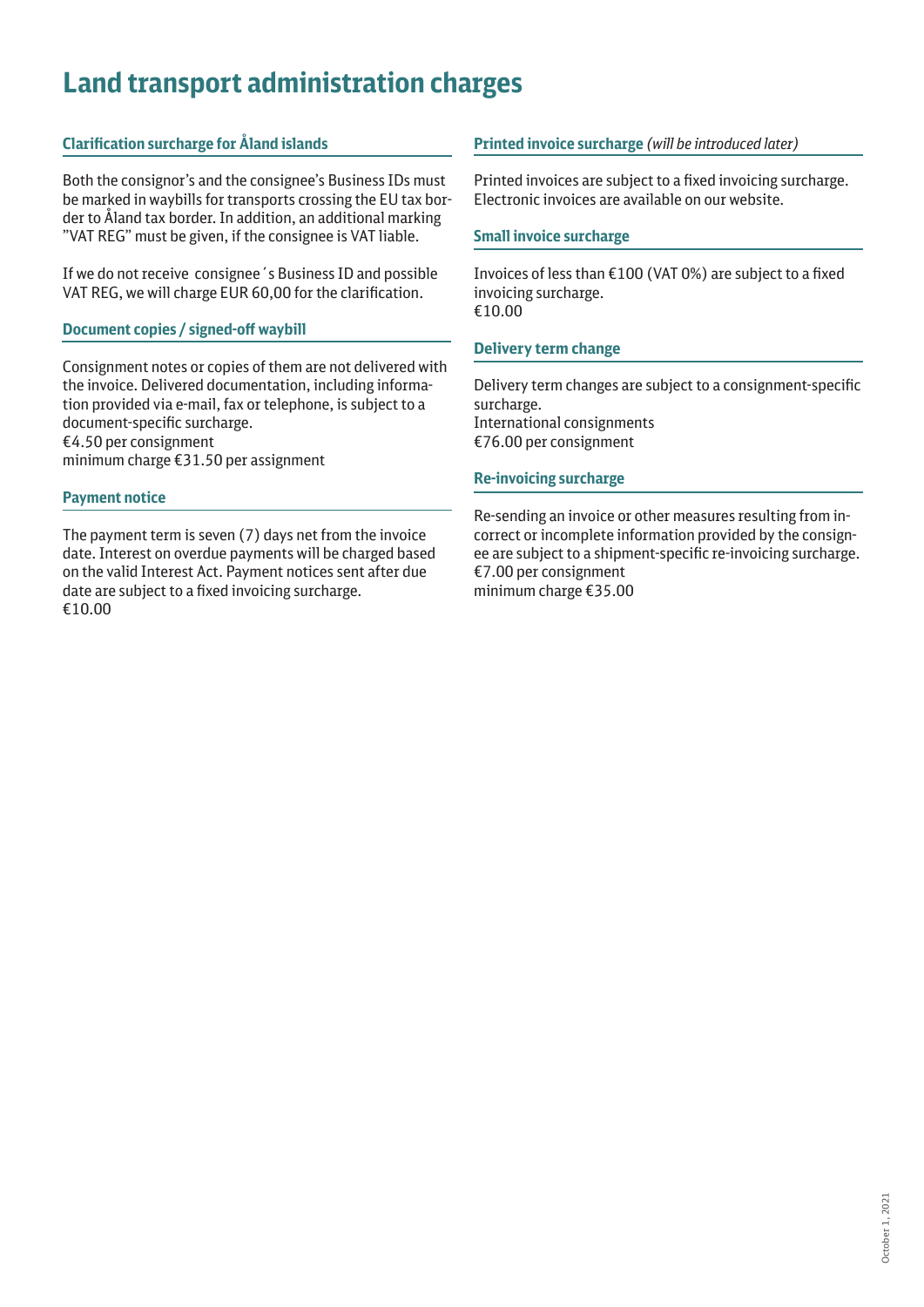# Land transport administration charges

### Clarification surcharge for Åland islands

Both the consignor's and the consignee's Business IDs must be marked in waybills for transports crossing the EU tax border to Åland tax border. In addition, an additional marking "VAT REG" must be given, if the consignee is VAT liable.

If we do not receive consignee´s Business ID and possible VAT REG, we will charge EUR 60,00 for the clarification.

### Document copies / signed-off waybill

Consignment notes or copies of them are not delivered with the invoice. Delivered documentation, including information provided via e-mail, fax or telephone, is subject to a document-specific surcharge.
€4.50 per consignment
minimum charge €31.50 per assignment

### Payment notice

The payment term is seven (7) days net from the invoice date. Interest on overdue payments will be charged based on the valid Interest Act. Payment notices sent after due date are subject to a fixed invoicing surcharge.
€10.00

### Printed invoice surcharge *(will be introduced later)*

Printed invoices are subject to a fixed invoicing surcharge. Electronic invoices are available on our website.

### Small invoice surcharge

Invoices of less than €100 (VAT 0%) are subject to a fixed invoicing surcharge.
€10.00

### Delivery term change

Delivery term changes are subject to a consignment-specific surcharge.
International consignments
€76.00 per consignment

### Re-invoicing surcharge

Re-sending an invoice or other measures resulting from incorrect or incomplete information provided by the consignee are subject to a shipment-specific re-invoicing surcharge.
€7.00 per consignment
minimum charge €35.00

October 1, 2021